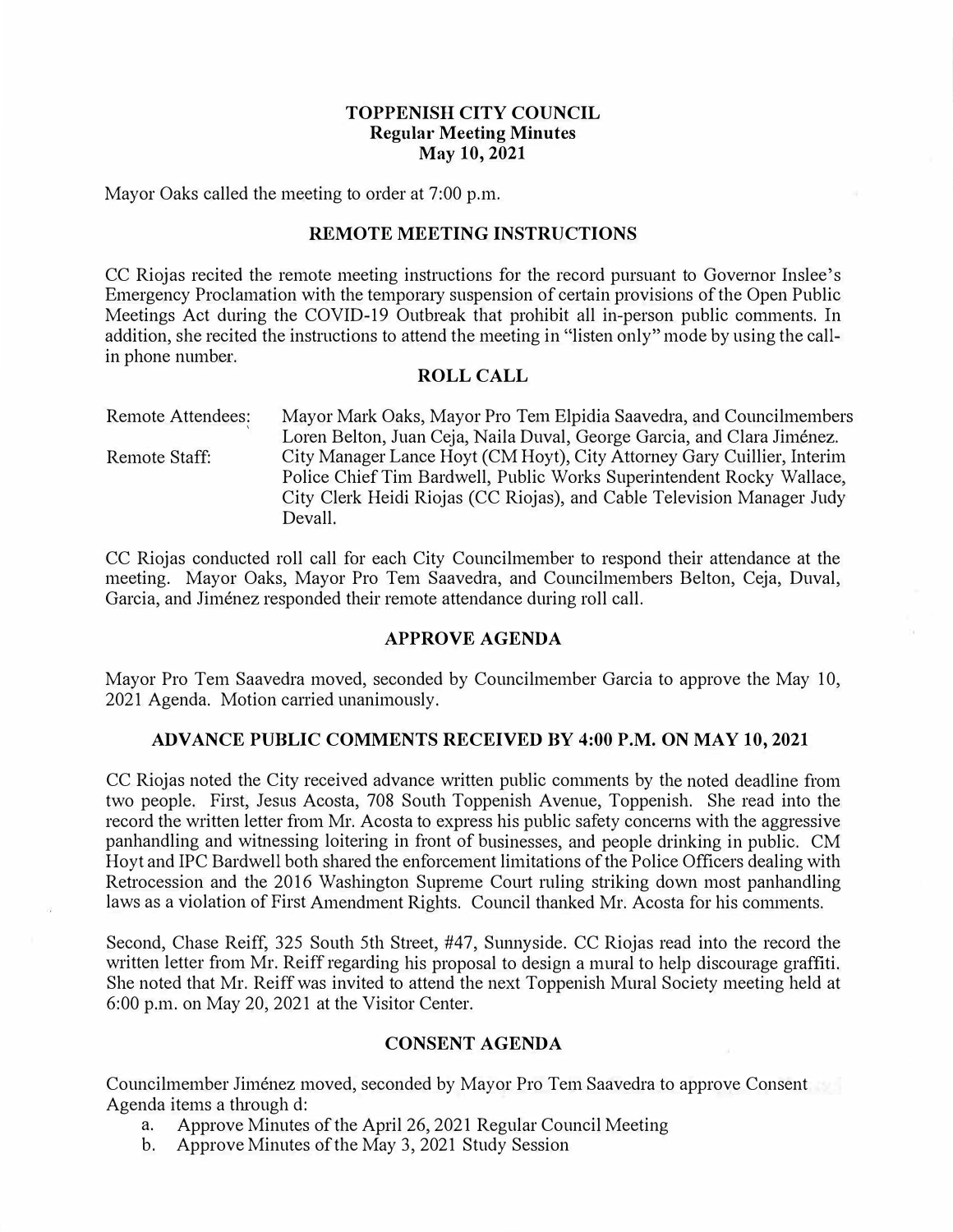# TOPPENISH CITY COUNCIL
## Regular Meeting Minutes
## May 10, 2021

Mayor Oaks called the meeting to order at 7:00 p.m.

## REMOTE MEETING INSTRUCTIONS

CC Riojas recited the remote meeting instructions for the record pursuant to Governor Inslee's Emergency Proclamation with the temporary suspension of certain provisions of the Open Public Meetings Act during the COVID-19 Outbreak that prohibit all in-person public comments. In addition, she recited the instructions to attend the meeting in "listen only" mode by using the call-in phone number.

## ROLL CALL

| | |
|---|---|
| Remote Attendees: | Mayor Mark Oaks, Mayor Pro Tem Elpidia Saavedra, and Councilmembers Loren Belton, Juan Ceja, Naila Duval, George Garcia, and Clara Jiménez. |
| Remote Staff: | City Manager Lance Hoyt (CM Hoyt), City Attorney Gary Cuillier, Interim Police Chief Tim Bardwell, Public Works Superintendent Rocky Wallace, City Clerk Heidi Riojas (CC Riojas), and Cable Television Manager Judy Devall. |

CC Riojas conducted roll call for each City Councilmember to respond their attendance at the meeting. Mayor Oaks, Mayor Pro Tem Saavedra, and Councilmembers Belton, Ceja, Duval, Garcia, and Jiménez responded their remote attendance during roll call.

## APPROVE AGENDA

Mayor Pro Tem Saavedra moved, seconded by Councilmember Garcia to approve the May 10, 2021 Agenda. Motion carried unanimously.

## ADVANCE PUBLIC COMMENTS RECEIVED BY 4:00 P.M. ON MAY 10, 2021

CC Riojas noted the City received advance written public comments by the noted deadline from two people. First, Jesus Acosta, 708 South Toppenish Avenue, Toppenish. She read into the record the written letter from Mr. Acosta to express his public safety concerns with the aggressive panhandling and witnessing loitering in front of businesses, and people drinking in public. CM Hoyt and IPC Bardwell both shared the enforcement limitations of the Police Officers dealing with Retrocession and the 2016 Washington Supreme Court ruling striking down most panhandling laws as a violation of First Amendment Rights. Council thanked Mr. Acosta for his comments.

Second, Chase Reiff, 325 South 5th Street, #47, Sunnyside. CC Riojas read into the record the written letter from Mr. Reiff regarding his proposal to design a mural to help discourage graffiti. She noted that Mr. Reiff was invited to attend the next Toppenish Mural Society meeting held at 6:00 p.m. on May 20, 2021 at the Visitor Center.

## CONSENT AGENDA

Councilmember Jiménez moved, seconded by Mayor Pro Tem Saavedra to approve Consent Agenda items a through d:

a. Approve Minutes of the April 26, 2021 Regular Council Meeting
b. Approve Minutes of the May 3, 2021 Study Session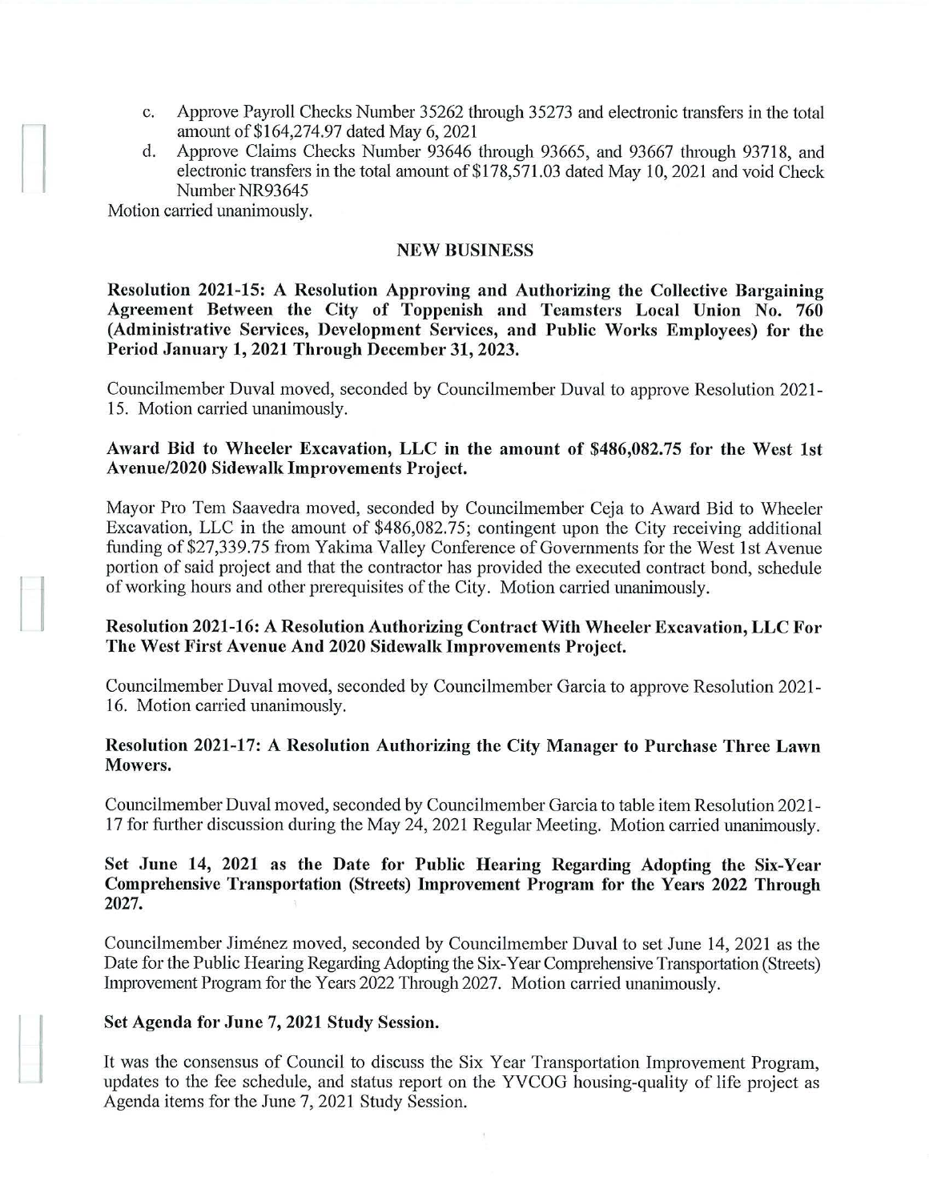c. Approve Payroll Checks Number 35262 through 35273 and electronic transfers in the total amount of $164,274.97 dated May 6, 2021
d. Approve Claims Checks Number 93646 through 93665, and 93667 through 93718, and electronic transfers in the total amount of $178,571.03 dated May 10, 2021 and void Check Number NR93645

Motion carried unanimously.

## NEW BUSINESS

**Resolution 2021-15: A Resolution Approving and Authorizing the Collective Bargaining Agreement Between the City of Toppenish and Teamsters Local Union No. 760 (Administrative Services, Development Services, and Public Works Employees) for the Period January 1, 2021 Through December 31, 2023.**

Councilmember Duval moved, seconded by Councilmember Duval to approve Resolution 2021-15. Motion carried unanimously.

**Award Bid to Wheeler Excavation, LLC in the amount of $486,082.75 for the West 1st Avenue/2020 Sidewalk Improvements Project.**

Mayor Pro Tem Saavedra moved, seconded by Councilmember Ceja to Award Bid to Wheeler Excavation, LLC in the amount of $486,082.75; contingent upon the City receiving additional funding of $27,339.75 from Yakima Valley Conference of Governments for the West 1st Avenue portion of said project and that the contractor has provided the executed contract bond, schedule of working hours and other prerequisites of the City. Motion carried unanimously.

**Resolution 2021-16: A Resolution Authorizing Contract With Wheeler Excavation, LLC For The West First Avenue And 2020 Sidewalk Improvements Project.**

Councilmember Duval moved, seconded by Councilmember Garcia to approve Resolution 2021-16. Motion carried unanimously.

**Resolution 2021-17: A Resolution Authorizing the City Manager to Purchase Three Lawn Mowers.**

Councilmember Duval moved, seconded by Councilmember Garcia to table item Resolution 2021-17 for further discussion during the May 24, 2021 Regular Meeting. Motion carried unanimously.

**Set June 14, 2021 as the Date for Public Hearing Regarding Adopting the Six-Year Comprehensive Transportation (Streets) Improvement Program for the Years 2022 Through 2027.**

Councilmember Jiménez moved, seconded by Councilmember Duval to set June 14, 2021 as the Date for the Public Hearing Regarding Adopting the Six-Year Comprehensive Transportation (Streets) Improvement Program for the Years 2022 Through 2027. Motion carried unanimously.

**Set Agenda for June 7, 2021 Study Session.**

It was the consensus of Council to discuss the Six Year Transportation Improvement Program, updates to the fee schedule, and status report on the YVCOG housing-quality of life project as Agenda items for the June 7, 2021 Study Session.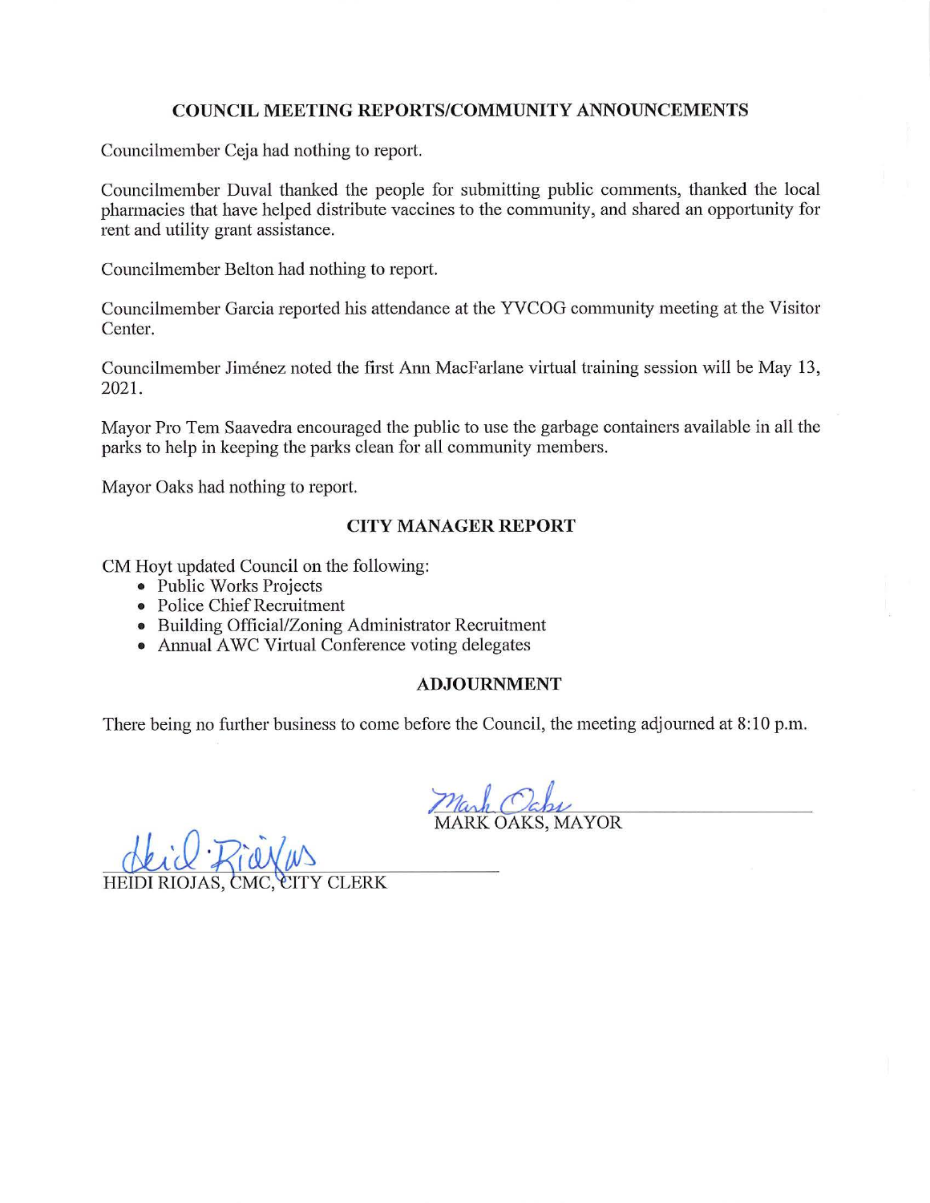## COUNCIL MEETING REPORTS/COMMUNITY ANNOUNCEMENTS

Councilmember Ceja had nothing to report.

Councilmember Duval thanked the people for submitting public comments, thanked the local pharmacies that have helped distribute vaccines to the community, and shared an opportunity for rent and utility grant assistance.

Councilmember Belton had nothing to report.

Councilmember Garcia reported his attendance at the YVCOG community meeting at the Visitor Center.

Councilmember Jiménez noted the first Ann MacFarlane virtual training session will be May 13, 2021.

Mayor Pro Tem Saavedra encouraged the public to use the garbage containers available in all the parks to help in keeping the parks clean for all community members.

Mayor Oaks had nothing to report.

## CITY MANAGER REPORT

CM Hoyt updated Council on the following:

- Public Works Projects
- Police Chief Recruitment
- Building Official/Zoning Administrator Recruitment
- Annual AWC Virtual Conference voting delegates

## ADJOURNMENT

There being no further business to come before the Council, the meeting adjourned at 8:10 p.m.

MARK OAKS, MAYOR

HEIDI RIOJAS, CMC, CITY CLERK